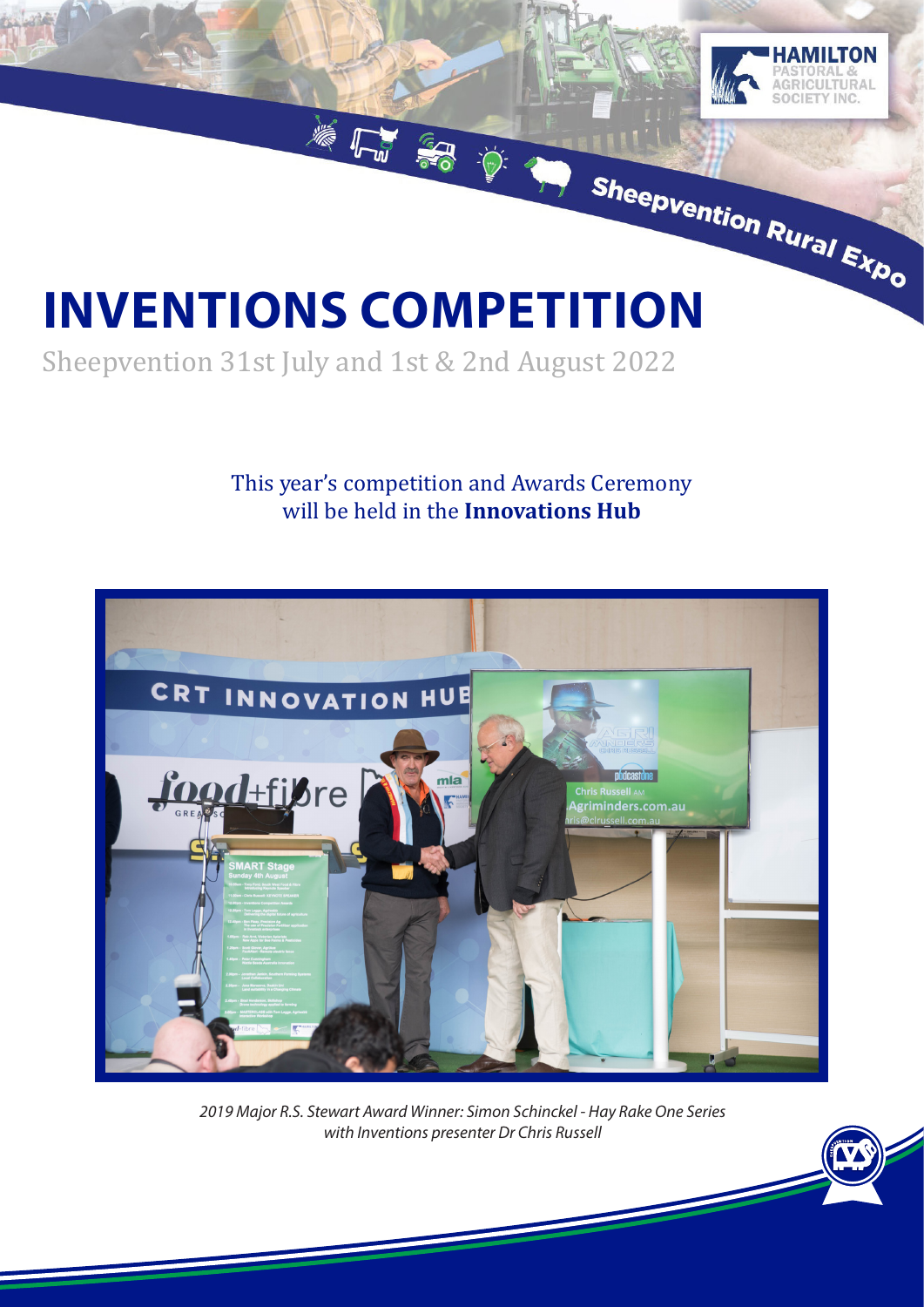Sheepvention Rural Expo

# INVENTIONS COMPETITION

Sheepvention 31st July and 1st & 2nd August 2022

This year's competition and Awards Ceremony will be held in the **Innovations Hub**

*2019 Major R.S. Stewart Award Winner: Simon Schinckel - Hay Rake One Series with Inventions presenter Dr Chris Russell*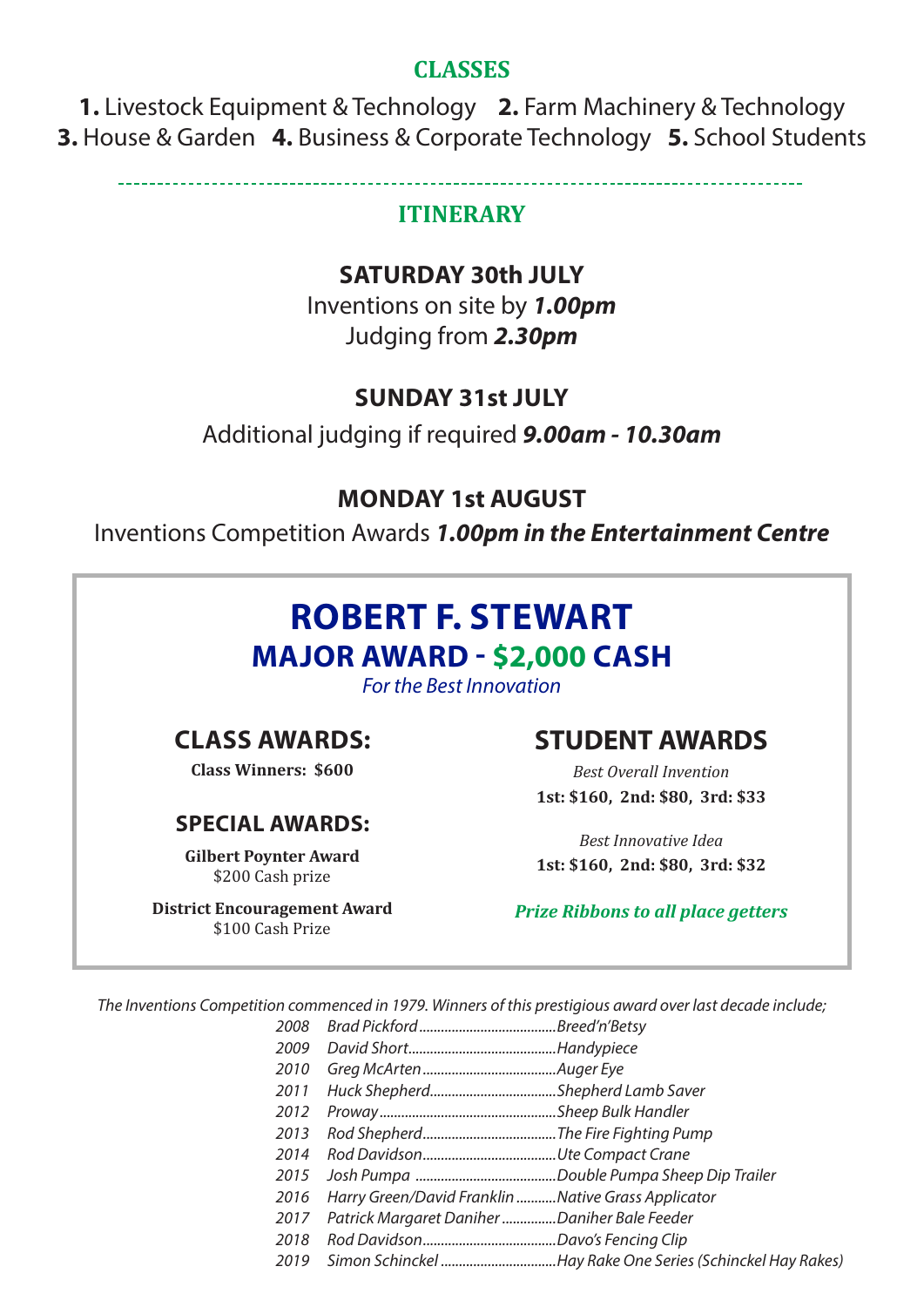## CLASSES

**1.** Livestock Equipment & Technology **2.** Farm Machinery & Technology
**3.** House & Garden **4.** Business & Corporate Technology **5.** School Students

---

## ITINERARY

**SATURDAY 30th JULY**

Inventions on site by ***1.00pm***
Judging from ***2.30pm***

**SUNDAY 31st JULY**

Additional judging if required ***9.00am - 10.30am***

**MONDAY 1st AUGUST**

Inventions Competition Awards ***1.00pm in the Entertainment Centre***

# ROBERT F. STEWART

## MAJOR AWARD - $2,000 CASH

*For the Best Innovation*

### CLASS AWARDS:

**Class Winners: $600**

### SPECIAL AWARDS:

**Gilbert Poynter Award**
$200 Cash prize

**District Encouragement Award**
$100 Cash Prize

### STUDENT AWARDS

*Best Overall Invention*
**1st: $160, 2nd: $80, 3rd: $33**

*Best Innovative Idea*
**1st: $160, 2nd: $80, 3rd: $32**

***Prize Ribbons to all place getters***

*The Inventions Competition commenced in 1979. Winners of this prestigious award over last decade include;*

| Year | Winner | Invention |
|---|---|---|
| *2008* | *Brad Pickford* | *Breed'n'Betsy* |
| *2009* | *David Short* | *Handypiece* |
| *2010* | *Greg McArten* | *Auger Eye* |
| *2011* | *Huck Shepherd* | *Shepherd Lamb Saver* |
| *2012* | *Proway* | *Sheep Bulk Handler* |
| *2013* | *Rod Shepherd* | *The Fire Fighting Pump* |
| *2014* | *Rod Davidson* | *Ute Compact Crane* |
| *2015* | *Josh Pumpa* | *Double Pumpa Sheep Dip Trailer* |
| *2016* | *Harry Green/David Franklin* | *Native Grass Applicator* |
| *2017* | *Patrick Margaret Daniher* | *Daniher Bale Feeder* |
| *2018* | *Rod Davidson* | *Davo's Fencing Clip* |
| *2019* | *Simon Schinckel* | *Hay Rake One Series (Schinckel Hay Rakes)* |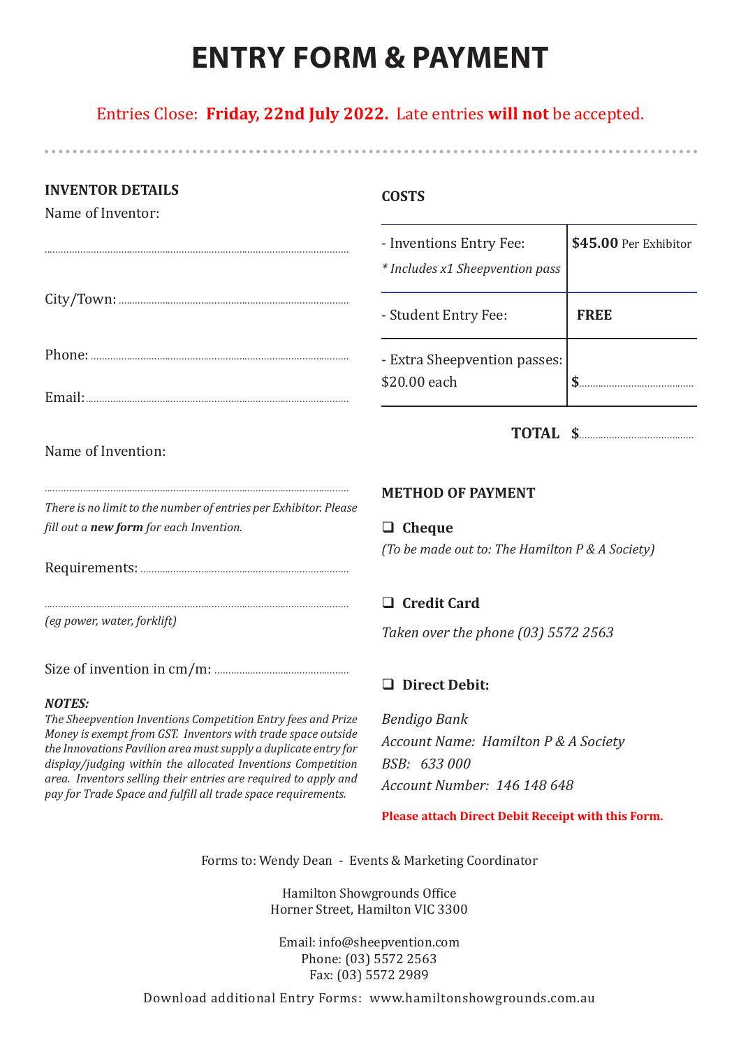# ENTRY FORM & PAYMENT

Entries Close: **Friday, 22nd July 2022.** Late entries **will not** be accepted.

## INVENTOR DETAILS

Name of Inventor:

..........................................................................................................

City/Town: ..........................................................................................

Phone: ................................................................................................

Email: .................................................................................................

Name of Invention:

..........................................................................................................

*There is no limit to the number of entries per Exhibitor. Please fill out a* ***new form*** *for each Invention.*

Requirements: ...................................................................................

..........................................................................................................

*(eg power, water, forklift)*

Size of invention in cm/m: ...............................................

***NOTES:***

*The Sheepvention Inventions Competition Entry fees and Prize Money is exempt from GST. Inventors with trade space outside the Innovations Pavilion area must supply a duplicate entry for display/judging within the allocated Inventions Competition area. Inventors selling their entries are required to apply and pay for Trade Space and fulfill all trade space requirements.*

## COSTS

| | |
|---|---|
| - Inventions Entry Fee:<br>*\* Includes x1 Sheepvention pass* | **$45.00** Per Exhibitor |
| - Student Entry Fee: | **FREE** |
| - Extra Sheepvention passes: $20.00 each | **$**.......................... |

**TOTAL $**..........................

## METHOD OF PAYMENT

❑ **Cheque**

*(To be made out to: The Hamilton P & A Society)*

❑ **Credit Card**

*Taken over the phone (03) 5572 2563*

❑ **Direct Debit:**

*Bendigo Bank*
*Account Name: Hamilton P & A Society*
*BSB: 633 000*
*Account Number: 146 148 648*

**Please attach Direct Debit Receipt with this Form.**

Forms to: Wendy Dean - Events & Marketing Coordinator

Hamilton Showgrounds Office
Horner Street, Hamilton VIC 3300

Email: info@sheepvention.com
Phone: (03) 5572 2563
Fax: (03) 5572 2989

Download additional Entry Forms: www.hamiltonshowgrounds.com.au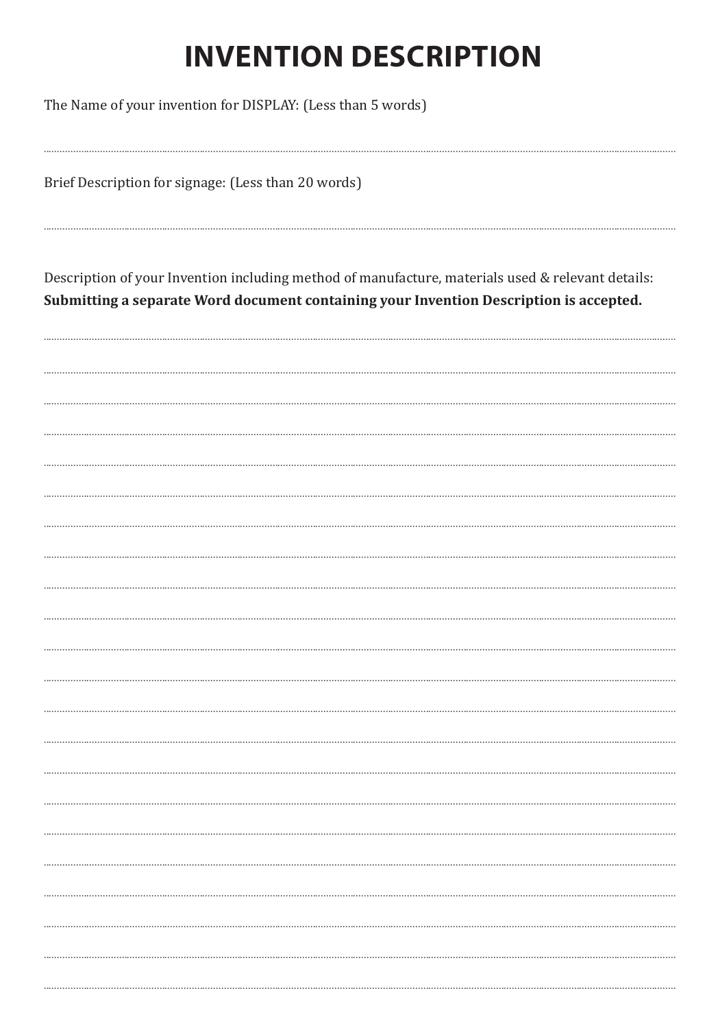# INVENTION DESCRIPTION

The Name of your invention for DISPLAY: (Less than 5 words)

..................................................................................................................................................................................................................

Brief Description for signage: (Less than 20 words)

..................................................................................................................................................................................................................

Description of your Invention including method of manufacture, materials used & relevant details:
**Submitting a separate Word document containing your Invention Description is accepted.**

..................................................................................................................................................................................................................

..................................................................................................................................................................................................................

..................................................................................................................................................................................................................

..................................................................................................................................................................................................................

..................................................................................................................................................................................................................

..................................................................................................................................................................................................................

..................................................................................................................................................................................................................

..................................................................................................................................................................................................................

..................................................................................................................................................................................................................

..................................................................................................................................................................................................................

..................................................................................................................................................................................................................

..................................................................................................................................................................................................................

..................................................................................................................................................................................................................

..................................................................................................................................................................................................................

..................................................................................................................................................................................................................

..................................................................................................................................................................................................................

..................................................................................................................................................................................................................

..................................................................................................................................................................................................................

..................................................................................................................................................................................................................

..................................................................................................................................................................................................................

..................................................................................................................................................................................................................

..................................................................................................................................................................................................................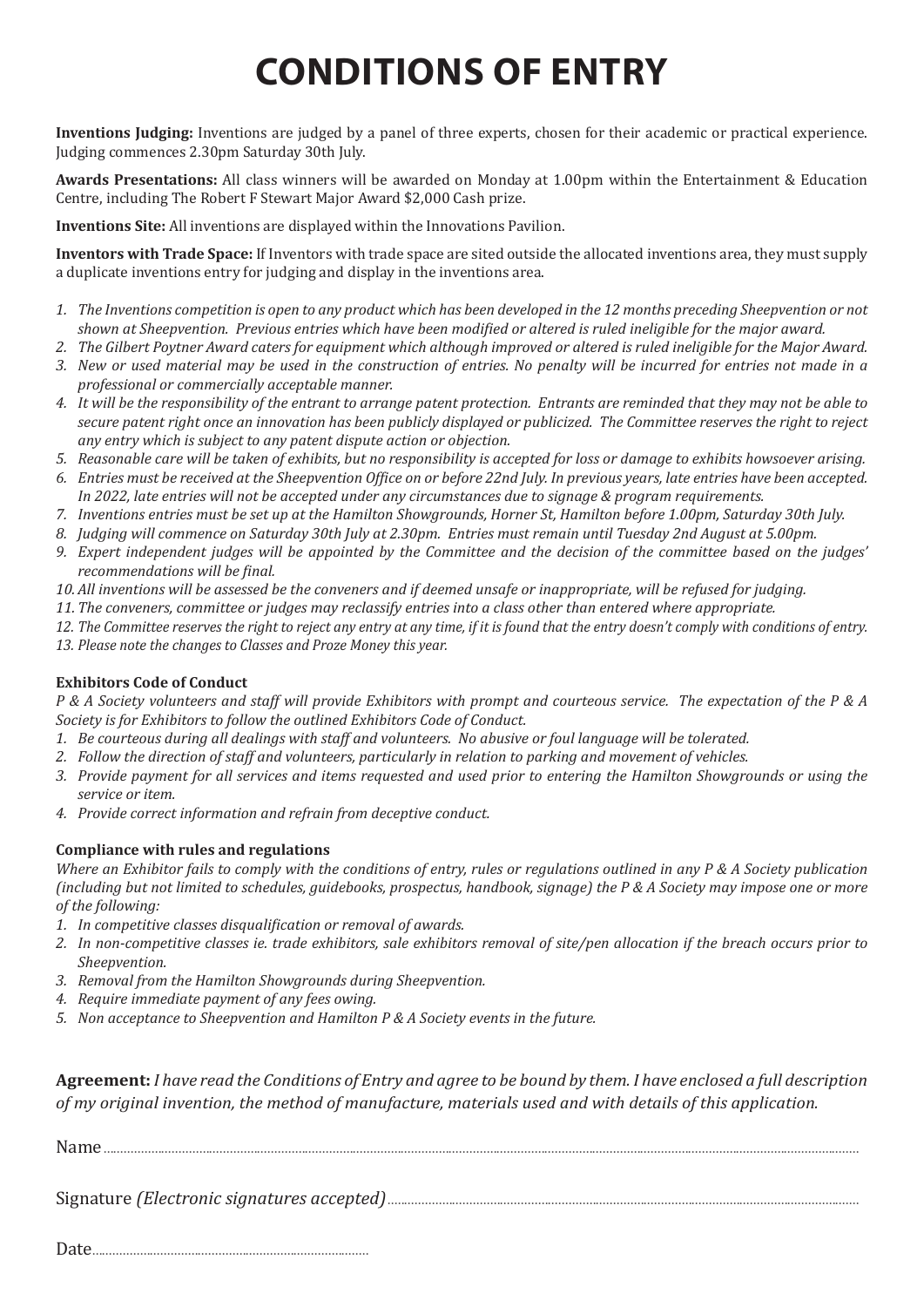# CONDITIONS OF ENTRY

**Inventions Judging:** Inventions are judged by a panel of three experts, chosen for their academic or practical experience. Judging commences 2.30pm Saturday 30th July.

**Awards Presentations:** All class winners will be awarded on Monday at 1.00pm within the Entertainment & Education Centre, including The Robert F Stewart Major Award $2,000 Cash prize.

**Inventions Site:** All inventions are displayed within the Innovations Pavilion.

**Inventors with Trade Space:** If Inventors with trade space are sited outside the allocated inventions area, they must supply a duplicate inventions entry for judging and display in the inventions area.

1. *The Inventions competition is open to any product which has been developed in the 12 months preceding Sheepvention or not shown at Sheepvention. Previous entries which have been modified or altered is ruled ineligible for the major award.*
2. *The Gilbert Poytner Award caters for equipment which although improved or altered is ruled ineligible for the Major Award.*
3. *New or used material may be used in the construction of entries. No penalty will be incurred for entries not made in a professional or commercially acceptable manner.*
4. *It will be the responsibility of the entrant to arrange patent protection. Entrants are reminded that they may not be able to secure patent right once an innovation has been publicly displayed or publicized. The Committee reserves the right to reject any entry which is subject to any patent dispute action or objection.*
5. *Reasonable care will be taken of exhibits, but no responsibility is accepted for loss or damage to exhibits howsoever arising.*
6. *Entries must be received at the Sheepvention Office on or before 22nd July. In previous years, late entries have been accepted. In 2022, late entries will not be accepted under any circumstances due to signage & program requirements.*
7. *Inventions entries must be set up at the Hamilton Showgrounds, Horner St, Hamilton before 1.00pm, Saturday 30th July.*
8. *Judging will commence on Saturday 30th July at 2.30pm. Entries must remain until Tuesday 2nd August at 5.00pm.*
9. *Expert independent judges will be appointed by the Committee and the decision of the committee based on the judges' recommendations will be final.*
10. *All inventions will be assessed be the conveners and if deemed unsafe or inappropriate, will be refused for judging.*
11. *The conveners, committee or judges may reclassify entries into a class other than entered where appropriate.*
12. *The Committee reserves the right to reject any entry at any time, if it is found that the entry doesn't comply with conditions of entry.*
13. *Please note the changes to Classes and Proze Money this year.*

**Exhibitors Code of Conduct**

*P & A Society volunteers and staff will provide Exhibitors with prompt and courteous service. The expectation of the P & A Society is for Exhibitors to follow the outlined Exhibitors Code of Conduct.*

1. *Be courteous during all dealings with staff and volunteers. No abusive or foul language will be tolerated.*
2. *Follow the direction of staff and volunteers, particularly in relation to parking and movement of vehicles.*
3. *Provide payment for all services and items requested and used prior to entering the Hamilton Showgrounds or using the service or item.*
4. *Provide correct information and refrain from deceptive conduct.*

**Compliance with rules and regulations**

*Where an Exhibitor fails to comply with the conditions of entry, rules or regulations outlined in any P & A Society publication (including but not limited to schedules, guidebooks, prospectus, handbook, signage) the P & A Society may impose one or more of the following:*

1. *In competitive classes disqualification or removal of awards.*
2. *In non-competitive classes ie. trade exhibitors, sale exhibitors removal of site/pen allocation if the breach occurs prior to Sheepvention.*
3. *Removal from the Hamilton Showgrounds during Sheepvention.*
4. *Require immediate payment of any fees owing.*
5. *Non acceptance to Sheepvention and Hamilton P & A Society events in the future.*

**Agreement:** *I have read the Conditions of Entry and agree to be bound by them. I have enclosed a full description of my original invention, the method of manufacture, materials used and with details of this application.*

Name ..........................................................................................................

Signature *(Electronic signatures accepted)* ..........................................................................................................

Date ..........................................................................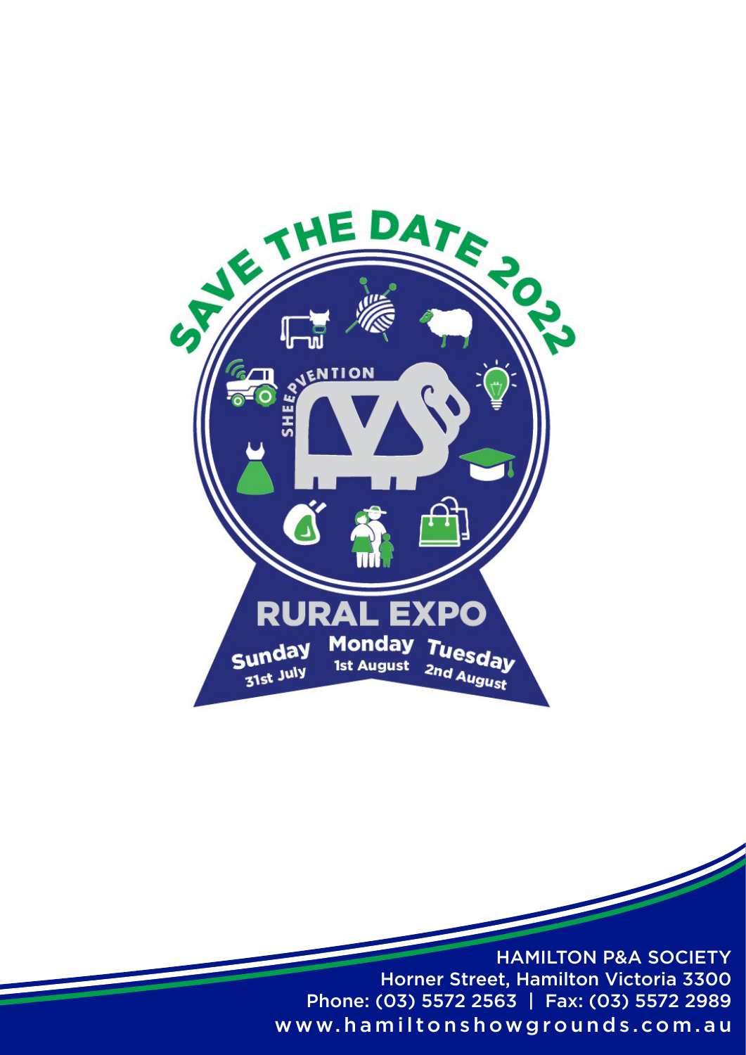SAVE THE DATE 2022

SHEEPVENTION

# RURAL EXPO

**Sunday** 31st July

**Monday** 1st August

**Tuesday** 2nd August

HAMILTON P&A SOCIETY
Horner Street, Hamilton Victoria 3300
Phone: (03) 5572 2563 | Fax: (03) 5572 2989
www.hamiltonshowgrounds.com.au